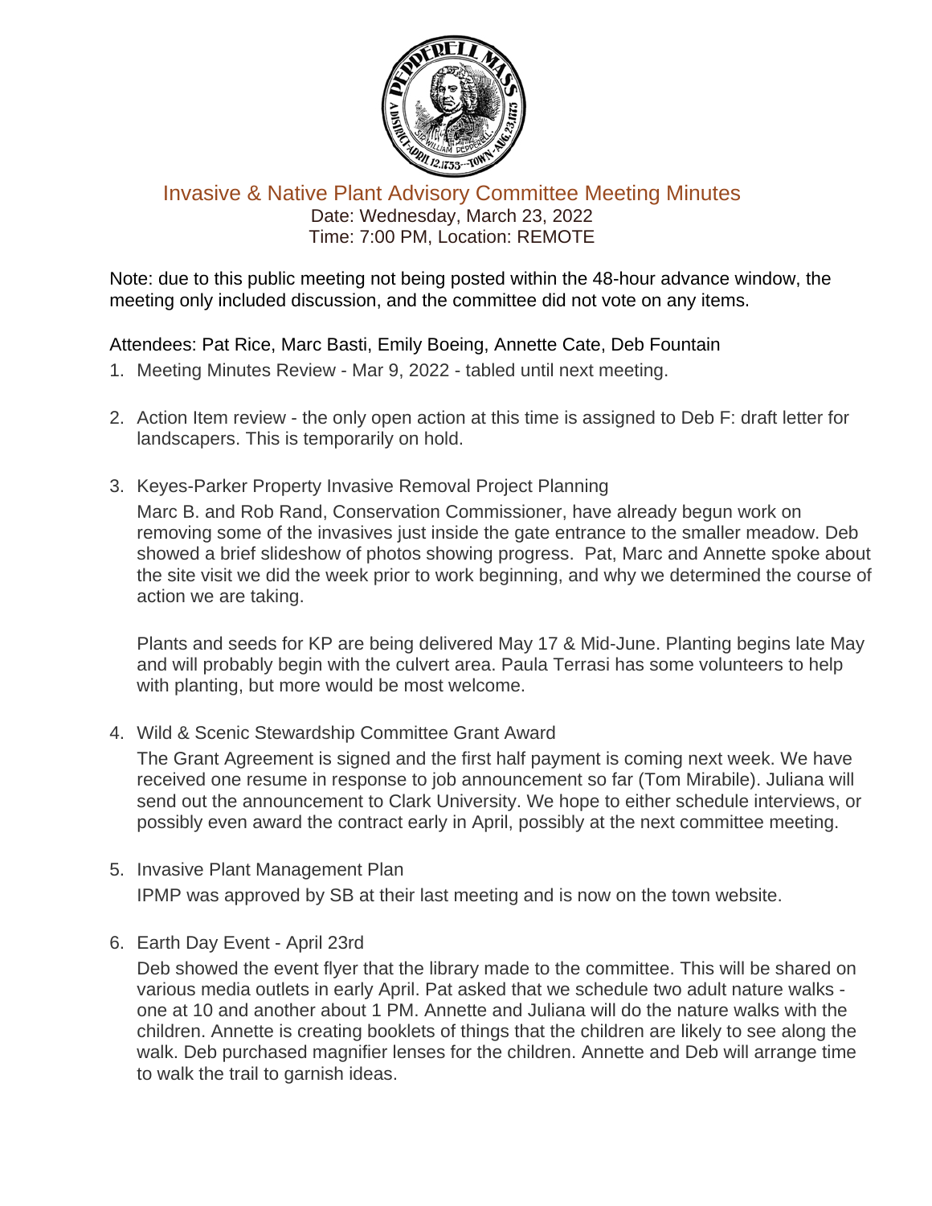# Invasive & Native Plant Advisory Committee Meeting Minutes

Date: Wednesday, March 23, 2022
Time: 7:00 PM, Location: REMOTE

Note: due to this public meeting not being posted within the 48-hour advance window, the meeting only included discussion, and the committee did not vote on any items.

Attendees: Pat Rice, Marc Basti, Emily Boeing, Annette Cate, Deb Fountain

1. Meeting Minutes Review - Mar 9, 2022 - tabled until next meeting.

2. Action Item review - the only open action at this time is assigned to Deb F: draft letter for landscapers. This is temporarily on hold.

3. Keyes-Parker Property Invasive Removal Project Planning

   Marc B. and Rob Rand, Conservation Commissioner, have already begun work on removing some of the invasives just inside the gate entrance to the smaller meadow. Deb showed a brief slideshow of photos showing progress. Pat, Marc and Annette spoke about the site visit we did the week prior to work beginning, and why we determined the course of action we are taking.

   Plants and seeds for KP are being delivered May 17 & Mid-June. Planting begins late May and will probably begin with the culvert area. Paula Terrasi has some volunteers to help with planting, but more would be most welcome.

4. Wild & Scenic Stewardship Committee Grant Award

   The Grant Agreement is signed and the first half payment is coming next week. We have received one resume in response to job announcement so far (Tom Mirabile). Juliana will send out the announcement to Clark University. We hope to either schedule interviews, or possibly even award the contract early in April, possibly at the next committee meeting.

5. Invasive Plant Management Plan

   IPMP was approved by SB at their last meeting and is now on the town website.

6. Earth Day Event - April 23rd

   Deb showed the event flyer that the library made to the committee. This will be shared on various media outlets in early April. Pat asked that we schedule two adult nature walks - one at 10 and another about 1 PM. Annette and Juliana will do the nature walks with the children. Annette is creating booklets of things that the children are likely to see along the walk. Deb purchased magnifier lenses for the children. Annette and Deb will arrange time to walk the trail to garnish ideas.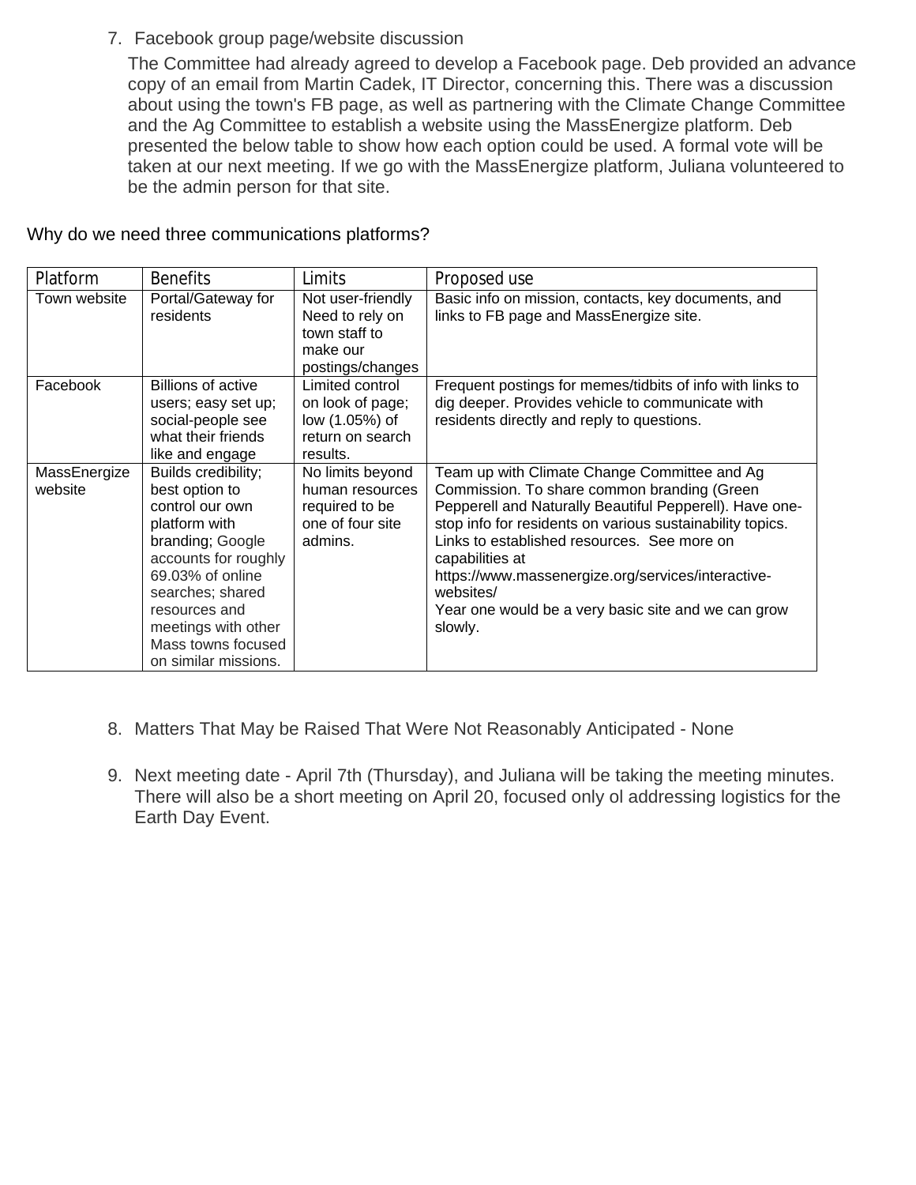7. Facebook group page/website discussion

   The Committee had already agreed to develop a Facebook page. Deb provided an advance copy of an email from Martin Cadek, IT Director, concerning this. There was a discussion about using the town's FB page, as well as partnering with the Climate Change Committee and the Ag Committee to establish a website using the MassEnergize platform. Deb presented the below table to show how each option could be used. A formal vote will be taken at our next meeting. If we go with the MassEnergize platform, Juliana volunteered to be the admin person for that site.

Why do we need three communications platforms?

| Platform | Benefits | Limits | Proposed use |
|---|---|---|---|
| Town website | Portal/Gateway for residents | Not user-friendly Need to rely on town staff to make our postings/changes | Basic info on mission, contacts, key documents, and links to FB page and MassEnergize site. |
| Facebook | Billions of active users; easy set up; social-people see what their friends like and engage | Limited control on look of page; low (1.05%) of return on search results. | Frequent postings for memes/tidbits of info with links to dig deeper. Provides vehicle to communicate with residents directly and reply to questions. |
| MassEnergize website | Builds credibility; best option to control our own platform with branding; Google accounts for roughly 69.03% of online searches; shared resources and meetings with other Mass towns focused on similar missions. | No limits beyond human resources required to be one of four site admins. | Team up with Climate Change Committee and Ag Commission. To share common branding (Green Pepperell and Naturally Beautiful Pepperell). Have one-stop info for residents on various sustainability topics. Links to established resources. See more on capabilities at https://www.massenergize.org/services/interactive-websites/ Year one would be a very basic site and we can grow slowly. |

8. Matters That May be Raised That Were Not Reasonably Anticipated - None

9. Next meeting date - April 7th (Thursday), and Juliana will be taking the meeting minutes. There will also be a short meeting on April 20, focused only ol addressing logistics for the Earth Day Event.